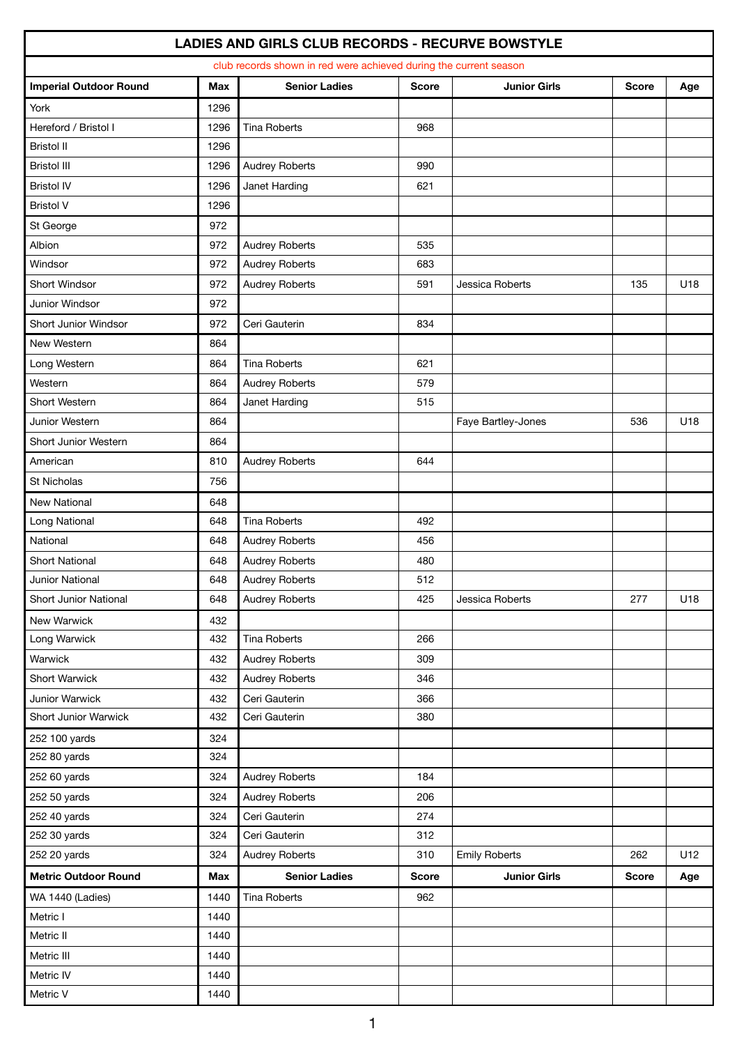# LADIES AND GIRLS CLUB RECORDS - RECURVE BOWSTYLE

club records shown in red were achieved during the current season

| Imperial Outdoor Round | Max | Senior Ladies | Score | Junior Girls | Score | Age |
|---|---|---|---|---|---|---|
| York | 1296 | | | | | |
| Hereford / Bristol I | 1296 | Tina Roberts | 968 | | | |
| Bristol II | 1296 | | | | | |
| Bristol III | 1296 | Audrey Roberts | 990 | | | |
| Bristol IV | 1296 | Janet Harding | 621 | | | |
| Bristol V | 1296 | | | | | |
| St George | 972 | | | | | |
| Albion | 972 | Audrey Roberts | 535 | | | |
| Windsor | 972 | Audrey Roberts | 683 | | | |
| Short Windsor | 972 | Audrey Roberts | 591 | Jessica Roberts | 135 | U18 |
| Junior Windsor | 972 | | | | | |
| Short Junior Windsor | 972 | Ceri Gauterin | 834 | | | |
| New Western | 864 | | | | | |
| Long Western | 864 | Tina Roberts | 621 | | | |
| Western | 864 | Audrey Roberts | 579 | | | |
| Short Western | 864 | Janet Harding | 515 | | | |
| Junior Western | 864 | | | Faye Bartley-Jones | 536 | U18 |
| Short Junior Western | 864 | | | | | |
| American | 810 | Audrey Roberts | 644 | | | |
| St Nicholas | 756 | | | | | |
| New National | 648 | | | | | |
| Long National | 648 | Tina Roberts | 492 | | | |
| National | 648 | Audrey Roberts | 456 | | | |
| Short National | 648 | Audrey Roberts | 480 | | | |
| Junior National | 648 | Audrey Roberts | 512 | | | |
| Short Junior National | 648 | Audrey Roberts | 425 | Jessica Roberts | 277 | U18 |
| New Warwick | 432 | | | | | |
| Long Warwick | 432 | Tina Roberts | 266 | | | |
| Warwick | 432 | Audrey Roberts | 309 | | | |
| Short Warwick | 432 | Audrey Roberts | 346 | | | |
| Junior Warwick | 432 | Ceri Gauterin | 366 | | | |
| Short Junior Warwick | 432 | Ceri Gauterin | 380 | | | |
| 252 100 yards | 324 | | | | | |
| 252 80 yards | 324 | | | | | |
| 252 60 yards | 324 | Audrey Roberts | 184 | | | |
| 252 50 yards | 324 | Audrey Roberts | 206 | | | |
| 252 40 yards | 324 | Ceri Gauterin | 274 | | | |
| 252 30 yards | 324 | Ceri Gauterin | 312 | | | |
| 252 20 yards | 324 | Audrey Roberts | 310 | Emily Roberts | 262 | U12 |
| **Metric Outdoor Round** | **Max** | **Senior Ladies** | **Score** | **Junior Girls** | **Score** | **Age** |
| WA 1440 (Ladies) | 1440 | Tina Roberts | 962 | | | |
| Metric I | 1440 | | | | | |
| Metric II | 1440 | | | | | |
| Metric III | 1440 | | | | | |
| Metric IV | 1440 | | | | | |
| Metric V | 1440 | | | | | |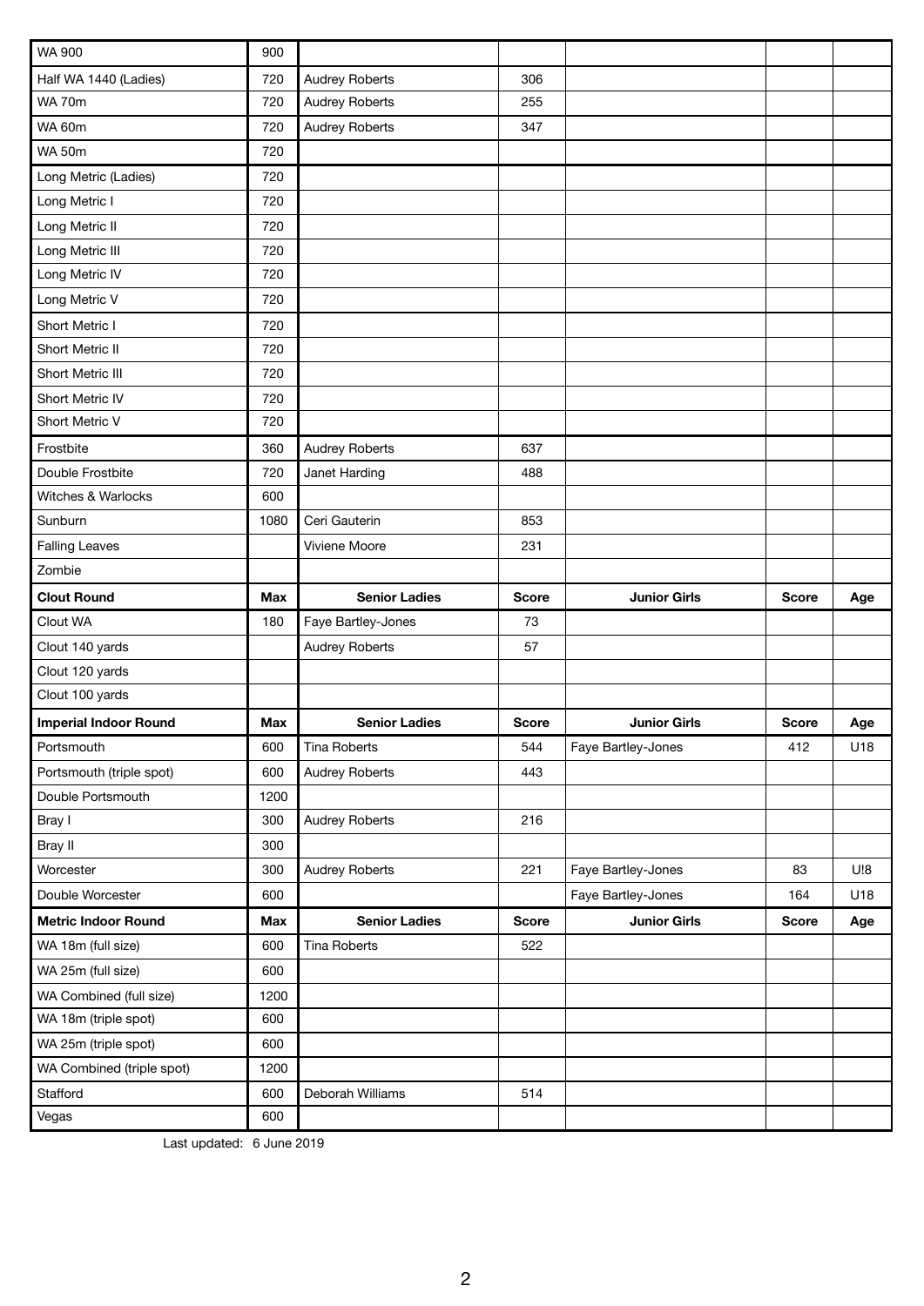| | | | | | | |
|---|---|---|---|---|---|---|
| WA 900 | 900 | | | | | |
| Half WA 1440 (Ladies) | 720 | Audrey Roberts | 306 | | | |
| WA 70m | 720 | Audrey Roberts | 255 | | | |
| WA 60m | 720 | Audrey Roberts | 347 | | | |
| WA 50m | 720 | | | | | |
| Long Metric (Ladies) | 720 | | | | | |
| Long Metric I | 720 | | | | | |
| Long Metric II | 720 | | | | | |
| Long Metric III | 720 | | | | | |
| Long Metric IV | 720 | | | | | |
| Long Metric V | 720 | | | | | |
| Short Metric I | 720 | | | | | |
| Short Metric II | 720 | | | | | |
| Short Metric III | 720 | | | | | |
| Short Metric IV | 720 | | | | | |
| Short Metric V | 720 | | | | | |
| Frostbite | 360 | Audrey Roberts | 637 | | | |
| Double Frostbite | 720 | Janet Harding | 488 | | | |
| Witches & Warlocks | 600 | | | | | |
| Sunburn | 1080 | Ceri Gauterin | 853 | | | |
| Falling Leaves | | Viviene Moore | 231 | | | |
| Zombie | | | | | | |
| **Clout Round** | **Max** | **Senior Ladies** | **Score** | **Junior Girls** | **Score** | **Age** |
| Clout WA | 180 | Faye Bartley-Jones | 73 | | | |
| Clout 140 yards | | Audrey Roberts | 57 | | | |
| Clout 120 yards | | | | | | |
| Clout 100 yards | | | | | | |
| **Imperial Indoor Round** | **Max** | **Senior Ladies** | **Score** | **Junior Girls** | **Score** | **Age** |
| Portsmouth | 600 | Tina Roberts | 544 | Faye Bartley-Jones | 412 | U18 |
| Portsmouth (triple spot) | 600 | Audrey Roberts | 443 | | | |
| Double Portsmouth | 1200 | | | | | |
| Bray I | 300 | Audrey Roberts | 216 | | | |
| Bray II | 300 | | | | | |
| Worcester | 300 | Audrey Roberts | 221 | Faye Bartley-Jones | 83 | U!8 |
| Double Worcester | 600 | | | Faye Bartley-Jones | 164 | U18 |
| **Metric Indoor Round** | **Max** | **Senior Ladies** | **Score** | **Junior Girls** | **Score** | **Age** |
| WA 18m (full size) | 600 | Tina Roberts | 522 | | | |
| WA 25m (full size) | 600 | | | | | |
| WA Combined (full size) | 1200 | | | | | |
| WA 18m (triple spot) | 600 | | | | | |
| WA 25m (triple spot) | 600 | | | | | |
| WA Combined (triple spot) | 1200 | | | | | |
| Stafford | 600 | Deborah Williams | 514 | | | |
| Vegas | 600 | | | | | |

Last updated: 6 June 2019